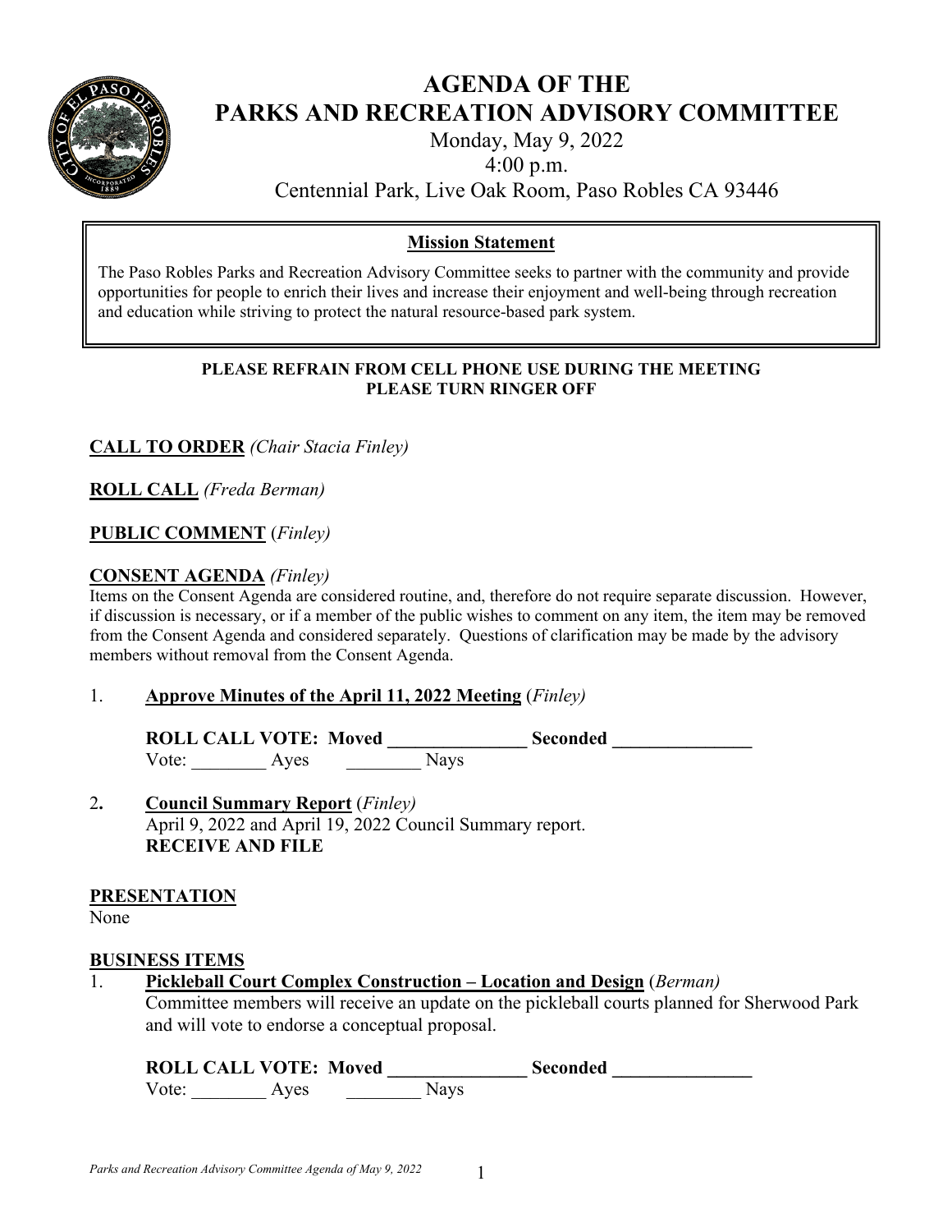# AGENDA OF THE PARKS AND RECREATION ADVISORY COMMITTEE

Monday, May 9, 2022

4:00 p.m.

Centennial Park, Live Oak Room, Paso Robles CA 93446

**Mission Statement**

The Paso Robles Parks and Recreation Advisory Committee seeks to partner with the community and provide opportunities for people to enrich their lives and increase their enjoyment and well-being through recreation and education while striving to protect the natural resource-based park system.

**PLEASE REFRAIN FROM CELL PHONE USE DURING THE MEETING**
**PLEASE TURN RINGER OFF**

**CALL TO ORDER** *(Chair Stacia Finley)*

**ROLL CALL** *(Freda Berman)*

**PUBLIC COMMENT** (*Finley)*

**CONSENT AGENDA** *(Finley)*

Items on the Consent Agenda are considered routine, and, therefore do not require separate discussion. However, if discussion is necessary, or if a member of the public wishes to comment on any item, the item may be removed from the Consent Agenda and considered separately. Questions of clarification may be made by the advisory members without removal from the Consent Agenda.

1. **Approve Minutes of the April 11, 2022 Meeting** (*Finley)*

   **ROLL CALL VOTE: Moved _______________ Seconded _______________**
   Vote: ________ Ayes ________ Nays

2. **Council Summary Report** (*Finley)*
   April 9, 2022 and April 19, 2022 Council Summary report.
   **RECEIVE AND FILE**

**PRESENTATION**

None

**BUSINESS ITEMS**

1. **Pickleball Court Complex Construction – Location and Design** (*Berman)*
   Committee members will receive an update on the pickleball courts planned for Sherwood Park and will vote to endorse a conceptual proposal.

   **ROLL CALL VOTE: Moved _______________ Seconded _______________**
   Vote: ________ Ayes ________ Nays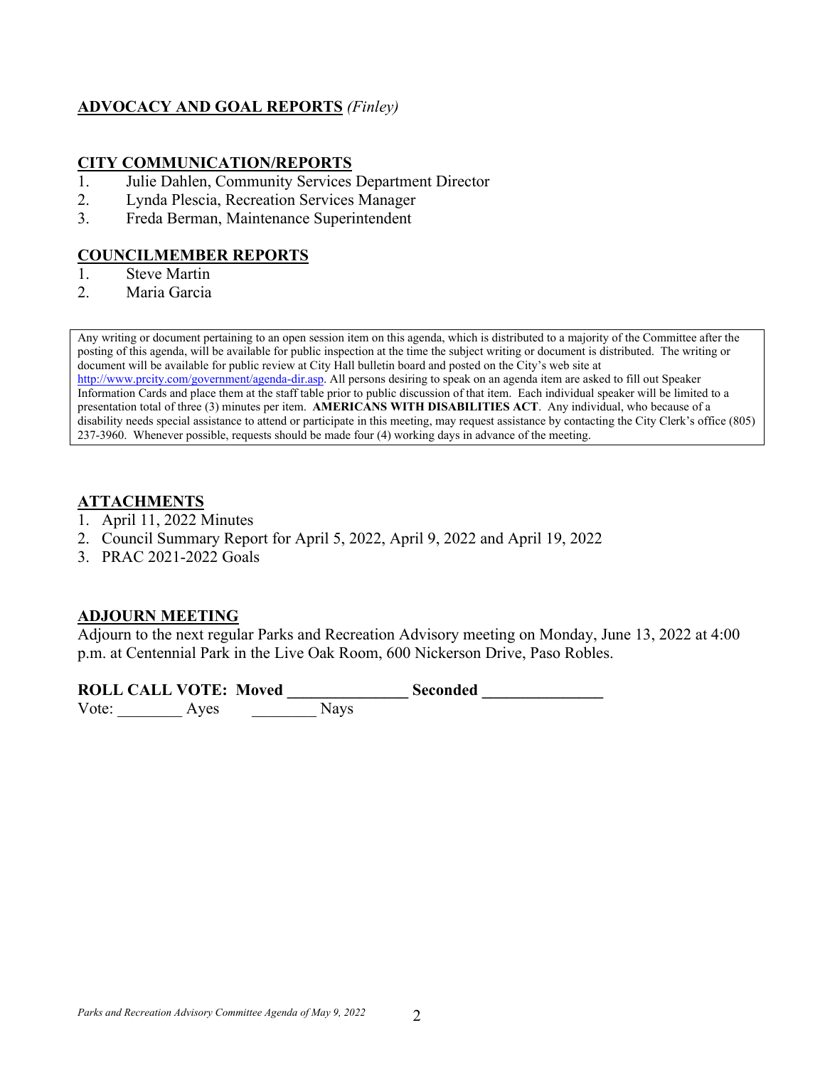## ADVOCACY AND GOAL REPORTS *(Finley)*

## CITY COMMUNICATION/REPORTS

1. Julie Dahlen, Community Services Department Director
2. Lynda Plescia, Recreation Services Manager
3. Freda Berman, Maintenance Superintendent

## COUNCILMEMBER REPORTS

1. Steve Martin
2. Maria Garcia

Any writing or document pertaining to an open session item on this agenda, which is distributed to a majority of the Committee after the posting of this agenda, will be available for public inspection at the time the subject writing or document is distributed. The writing or document will be available for public review at City Hall bulletin board and posted on the City's web site at http://www.prcity.com/government/agenda-dir.asp. All persons desiring to speak on an agenda item are asked to fill out Speaker Information Cards and place them at the staff table prior to public discussion of that item. Each individual speaker will be limited to a presentation total of three (3) minutes per item. **AMERICANS WITH DISABILITIES ACT**. Any individual, who because of a disability needs special assistance to attend or participate in this meeting, may request assistance by contacting the City Clerk's office (805) 237-3960. Whenever possible, requests should be made four (4) working days in advance of the meeting.

## ATTACHMENTS

1. April 11, 2022 Minutes
2. Council Summary Report for April 5, 2022, April 9, 2022 and April 19, 2022
3. PRAC 2021-2022 Goals

## ADJOURN MEETING

Adjourn to the next regular Parks and Recreation Advisory meeting on Monday, June 13, 2022 at 4:00 p.m. at Centennial Park in the Live Oak Room, 600 Nickerson Drive, Paso Robles.

**ROLL CALL VOTE: Moved _______________ Seconded _______________**

Vote: ________ Ayes ________ Nays